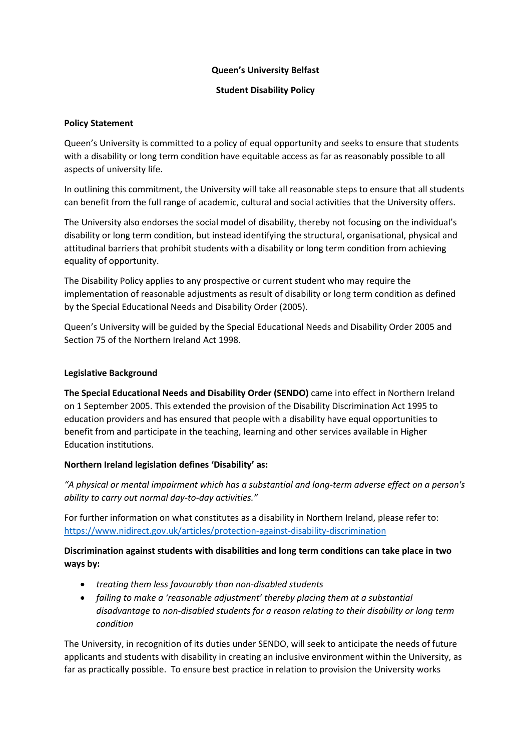# Queen's University Belfast

## Student Disability Policy

### Policy Statement

Queen's University is committed to a policy of equal opportunity and seeks to ensure that students with a disability or long term condition have equitable access as far as reasonably possible to all aspects of university life.

In outlining this commitment, the University will take all reasonable steps to ensure that all students can benefit from the full range of academic, cultural and social activities that the University offers.

The University also endorses the social model of disability, thereby not focusing on the individual's disability or long term condition, but instead identifying the structural, organisational, physical and attitudinal barriers that prohibit students with a disability or long term condition from achieving equality of opportunity.

The Disability Policy applies to any prospective or current student who may require the implementation of reasonable adjustments as result of disability or long term condition as defined by the Special Educational Needs and Disability Order (2005).

Queen's University will be guided by the Special Educational Needs and Disability Order 2005 and Section 75 of the Northern Ireland Act 1998.

### Legislative Background

**The Special Educational Needs and Disability Order (SENDO)** came into effect in Northern Ireland on 1 September 2005. This extended the provision of the Disability Discrimination Act 1995 to education providers and has ensured that people with a disability have equal opportunities to benefit from and participate in the teaching, learning and other services available in Higher Education institutions.

**Northern Ireland legislation defines 'Disability' as:**

*"A physical or mental impairment which has a substantial and long-term adverse effect on a person's ability to carry out normal day-to-day activities."*

For further information on what constitutes as a disability in Northern Ireland, please refer to: [https://www.nidirect.gov.uk/articles/protection-against-disability-discrimination](https://www.nidirect.gov.uk/articles/protection-against-disability-discrimination)

**Discrimination against students with disabilities and long term conditions can take place in two ways by:**

- *treating them less favourably than non-disabled students*
- *failing to make a 'reasonable adjustment' thereby placing them at a substantial disadvantage to non-disabled students for a reason relating to their disability or long term condition*

The University, in recognition of its duties under SENDO, will seek to anticipate the needs of future applicants and students with disability in creating an inclusive environment within the University, as far as practically possible. To ensure best practice in relation to provision the University works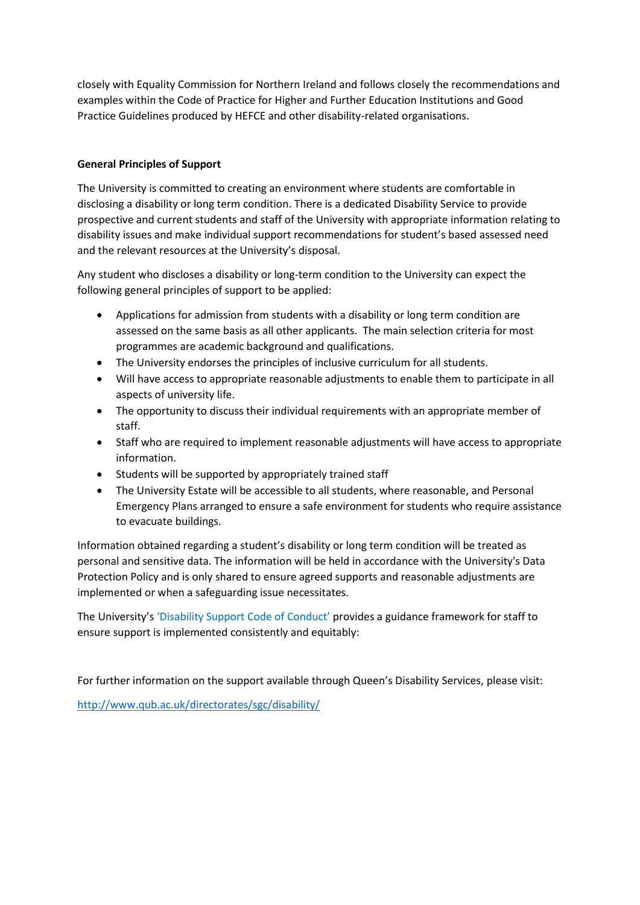closely with Equality Commission for Northern Ireland and follows closely the recommendations and examples within the Code of Practice for Higher and Further Education Institutions and Good Practice Guidelines produced by HEFCE and other disability-related organisations.

**General Principles of Support**

The University is committed to creating an environment where students are comfortable in disclosing a disability or long term condition. There is a dedicated Disability Service to provide prospective and current students and staff of the University with appropriate information relating to disability issues and make individual support recommendations for student's based assessed need and the relevant resources at the University's disposal.

Any student who discloses a disability or long-term condition to the University can expect the following general principles of support to be applied:

- Applications for admission from students with a disability or long term condition are assessed on the same basis as all other applicants. The main selection criteria for most programmes are academic background and qualifications.
- The University endorses the principles of inclusive curriculum for all students.
- Will have access to appropriate reasonable adjustments to enable them to participate in all aspects of university life.
- The opportunity to discuss their individual requirements with an appropriate member of staff.
- Staff who are required to implement reasonable adjustments will have access to appropriate information.
- Students will be supported by appropriately trained staff
- The University Estate will be accessible to all students, where reasonable, and Personal Emergency Plans arranged to ensure a safe environment for students who require assistance to evacuate buildings.

Information obtained regarding a student's disability or long term condition will be treated as personal and sensitive data. The information will be held in accordance with the University's Data Protection Policy and is only shared to ensure agreed supports and reasonable adjustments are implemented or when a safeguarding issue necessitates.

The University's 'Disability Support Code of Conduct' provides a guidance framework for staff to ensure support is implemented consistently and equitably:

For further information on the support available through Queen's Disability Services, please visit:

http://www.qub.ac.uk/directorates/sgc/disability/